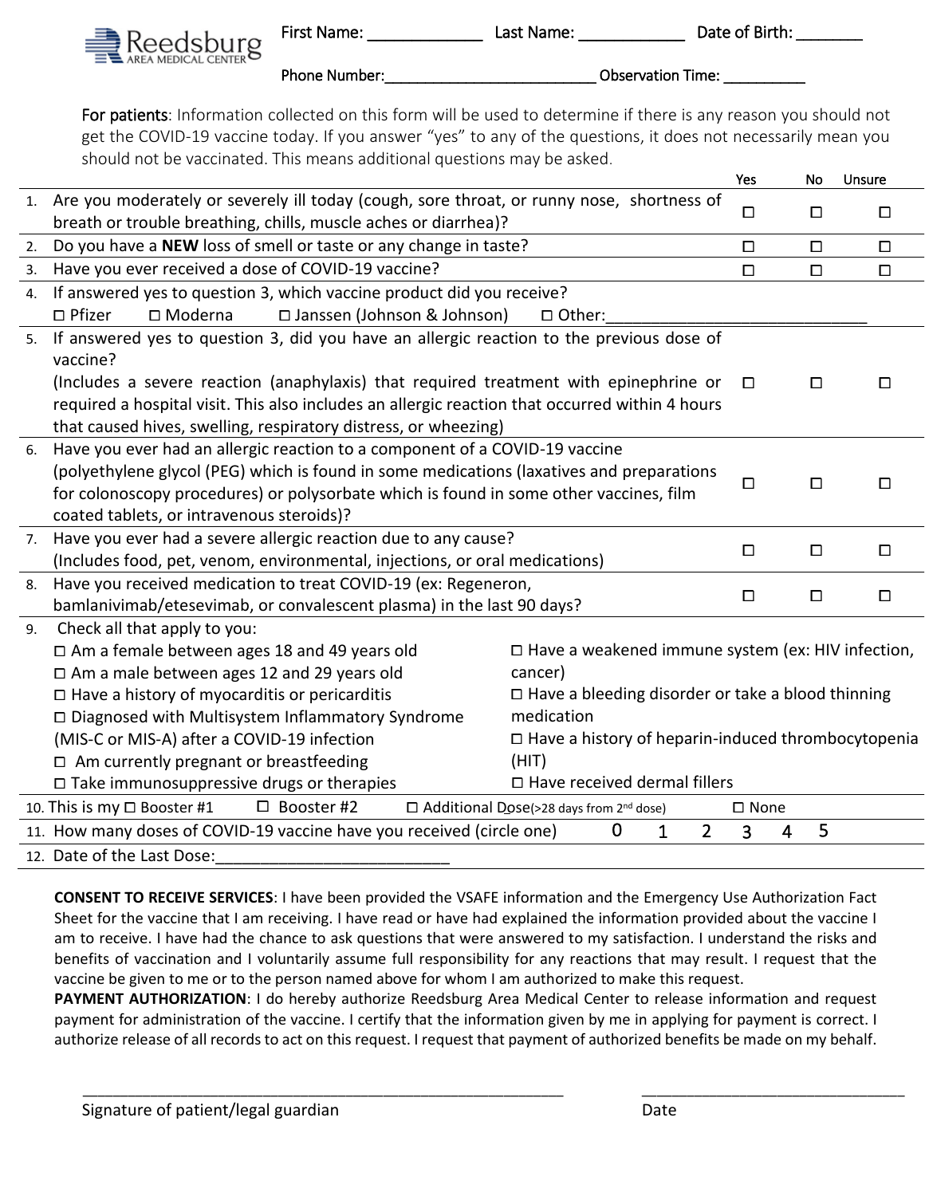Reedsburg AREA MEDICAL CENTER

First Name: ____________ Last Name: ___________ Date of Birth: _______

Phone Number:________________________ Observation Time: _________

**For patients**: Information collected on this form will be used to determine if there is any reason you should not get the COVID-19 vaccine today. If you answer "yes" to any of the questions, it does not necessarily mean you should not be vaccinated. This means additional questions may be asked.

| | | Yes | No | Unsure |
|---|---|---|---|---|
| 1. | Are you moderately or severely ill today (cough, sore throat, or runny nose, shortness of breath or trouble breathing, chills, muscle aches or diarrhea)? | ☐ | ☐ | ☐ |
| 2. | Do you have a **NEW** loss of smell or taste or any change in taste? | ☐ | ☐ | ☐ |
| 3. | Have you ever received a dose of COVID-19 vaccine? | ☐ | ☐ | ☐ |
| 4. | If answered yes to question 3, which vaccine product did you receive? ☐ Pfizer ☐ Moderna ☐ Janssen (Johnson & Johnson) ☐ Other:____________________________ | | | |
| 5. | If answered yes to question 3, did you have an allergic reaction to the previous dose of vaccine? (Includes a severe reaction (anaphylaxis) that required treatment with epinephrine or required a hospital visit. This also includes an allergic reaction that occurred within 4 hours that caused hives, swelling, respiratory distress, or wheezing) | ☐ | ☐ | ☐ |
| 6. | Have you ever had an allergic reaction to a component of a COVID-19 vaccine (polyethylene glycol (PEG) which is found in some medications (laxatives and preparations for colonoscopy procedures) or polysorbate which is found in some other vaccines, film coated tablets, or intravenous steroids)? | ☐ | ☐ | ☐ |
| 7. | Have you ever had a severe allergic reaction due to any cause? (Includes food, pet, venom, environmental, injections, or oral medications) | ☐ | ☐ | ☐ |
| 8. | Have you received medication to treat COVID-19 (ex: Regeneron, bamlanivimab/etesevimab, or convalescent plasma) in the last 90 days? | ☐ | ☐ | ☐ |

9. Check all that apply to you:

- ☐ Am a female between ages 18 and 49 years old
- ☐ Am a male between ages 12 and 29 years old
- ☐ Have a history of myocarditis or pericarditis
- ☐ Diagnosed with Multisystem Inflammatory Syndrome (MIS-C or MIS-A) after a COVID-19 infection
- ☐ Am currently pregnant or breastfeeding
- ☐ Take immunosuppressive drugs or therapies
- ☐ Have a weakened immune system (ex: HIV infection, cancer)
- ☐ Have a bleeding disorder or take a blood thinning medication
- ☐ Have a history of heparin-induced thrombocytopenia (HIT)
- ☐ Have received dermal fillers

10. This is my ☐ Booster #1 ☐ Booster #2 ☐ Additional Dose(>28 days from 2nd dose) ☐ None

11. How many doses of COVID-19 vaccine have you received (circle one) 0 1 2 3 4 5

12. Date of the Last Dose:________________________

**CONSENT TO RECEIVE SERVICES**: I have been provided the VSAFE information and the Emergency Use Authorization Fact Sheet for the vaccine that I am receiving. I have read or have had explained the information provided about the vaccine I am to receive. I have had the chance to ask questions that were answered to my satisfaction. I understand the risks and benefits of vaccination and I voluntarily assume full responsibility for any reactions that may result. I request that the vaccine be given to me or to the person named above for whom I am authorized to make this request.

**PAYMENT AUTHORIZATION**: I do hereby authorize Reedsburg Area Medical Center to release information and request payment for administration of the vaccine. I certify that the information given by me in applying for payment is correct. I authorize release of all records to act on this request. I request that payment of authorized benefits be made on my behalf.

_______________________________________________ ____________________________

Signature of patient/legal guardian Date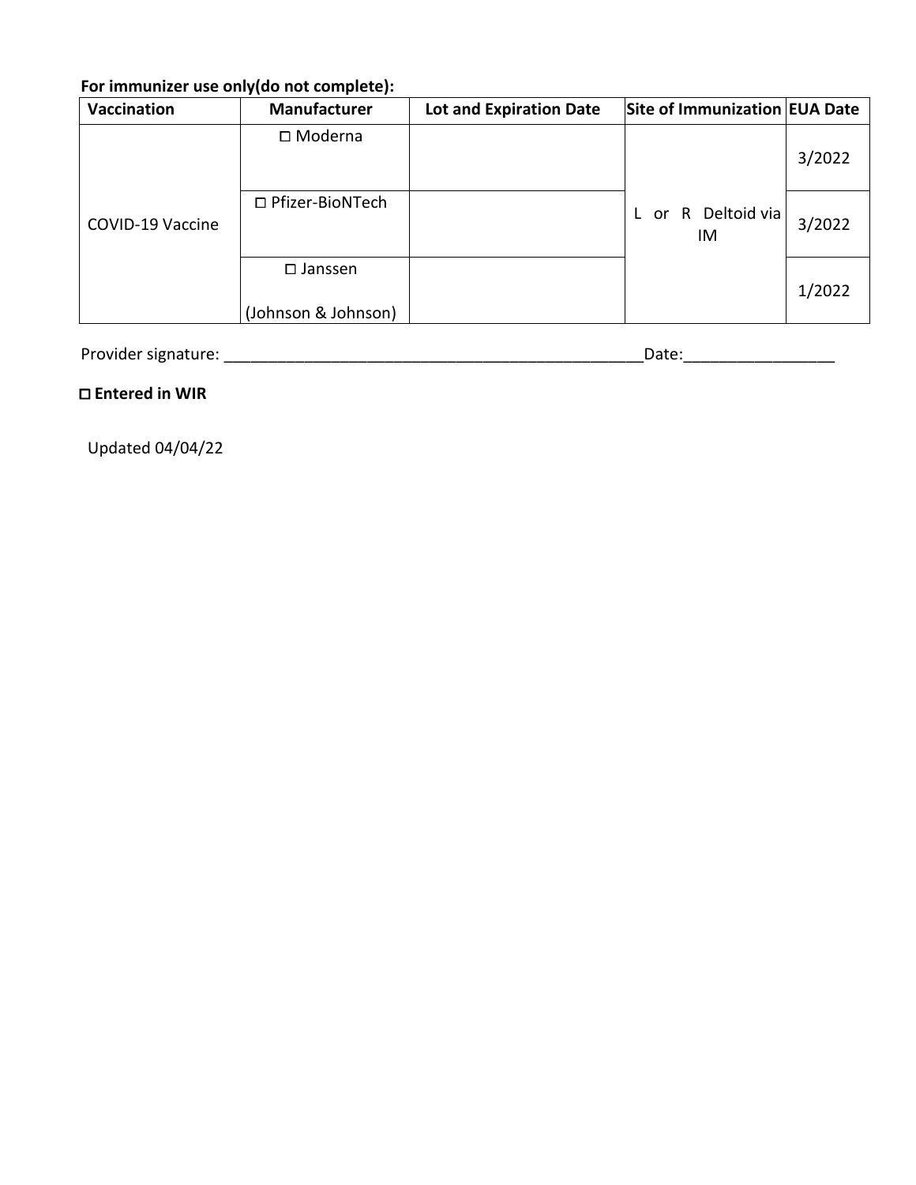**For immunizer use only(do not complete):**

| Vaccination | Manufacturer | Lot and Expiration Date | Site of Immunization | EUA Date |
|---|---|---|---|---|
| COVID-19 Vaccine | ☐ Moderna | | L or R Deltoid via IM | 3/2022 |
| | ☐ Pfizer-BioNTech | | | 3/2022 |
| | ☐ Janssen (Johnson & Johnson) | | | 1/2022 |

Provider signature: _______________________________________________Date:________________

☐ **Entered in WIR**

Updated 04/04/22